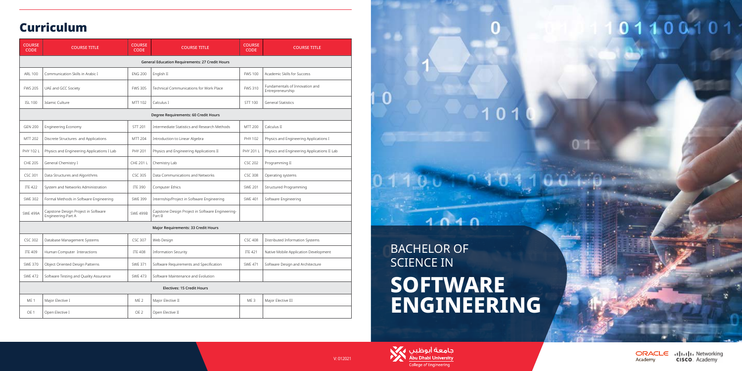## Curriculum

| COURSE CODE | COURSE TITLE | COURSE CODE | COURSE TITLE | COURSE CODE | COURSE TITLE |
|---|---|---|---|---|---|
| **General Education Requirements: 27 Credit Hours** | | | | | |
| ARL 100 | Communication Skills in Arabic I | ENG 200 | English II | FWS 100 | Academic Skills for Success |
| FWS 205 | UAE and GCC Society | FWS 305 | Technical Communications for Work Place | FWS 310 | Fundamentals of Innovation and Entrepreneurship |
| ISL 100 | Islamic Culture | MTT 102 | Calculus I | STT 100 | General Statistics |
| **Degree Requirements: 60 Credit Hours** | | | | | |
| GEN 200 | Engineering Economy | STT 201 | Intermediate Statistics and Research Methods | MTT 200 | Calculus II |
| MTT 202 | Discrete Structures and Applications | MTT 204 | Introduction to Linear Algebra | PHY 102 | Physics and Engineering Applications I |
| PHY 102 L | Physics and Engineering Applications I Lab | PHY 201 | Physics and Engineering Applications II | PHY 201 L | Physics and Engineering Applications II Lab |
| CHE 205 | General Chemistry I | CHE 201 L | Chemistry Lab | CSC 202 | Programming II |
| CSC 301 | Data Structures and Algorithms | CSC 305 | Data Communications and Networks | CSC 308 | Operating systems |
| ITE 422 | System and Networks Administration | ITE 390 | Computer Ethics | SWE 201 | Structured Programming |
| SWE 302 | Formal Methods in Software Engineering | SWE 399 | Internship/Project in Software Engineering | SWE 401 | Software Engineering |
| SWE 499A | Capstone Design Project in Software Engineering-Part A | SWE 499B | Capstone Design Project in Software Engineering-Part B | | |
| **Major Requirements: 33 Credit Hours** | | | | | |
| CSC 302 | Database Management Systems | CSC 307 | Web Design | CSC 408 | Distributed Information Systems |
| ITE 409 | Human Computer Interactions | ITE 408 | Information Security | ITE 421 | Native Mobile Application Development |
| SWE 370 | Object Oriented Design Patterns | SWE 371 | Software Requirements and Specification | SWE 471 | Software Design and Architecture |
| SWE 472 | Software Testing and Quality Assurance | SWE 473 | Software Maintenance and Evolution | | |
| **Electives: 15 Credit Hours** | | | | | |
| ME 1 | Major Elective I | ME 2 | Major Elective II | ME 3 | Major Elective III |
| OE 1 | Open Elective I | OE 2 | Open Elective II | | |

BACHELOR OF SCIENCE IN

# SOFTWARE ENGINEERING

V: 012021

جامعة أبوظبي
Abu Dhabi University
College of Engineering

ORACLE Academy

CISCO Networking Academy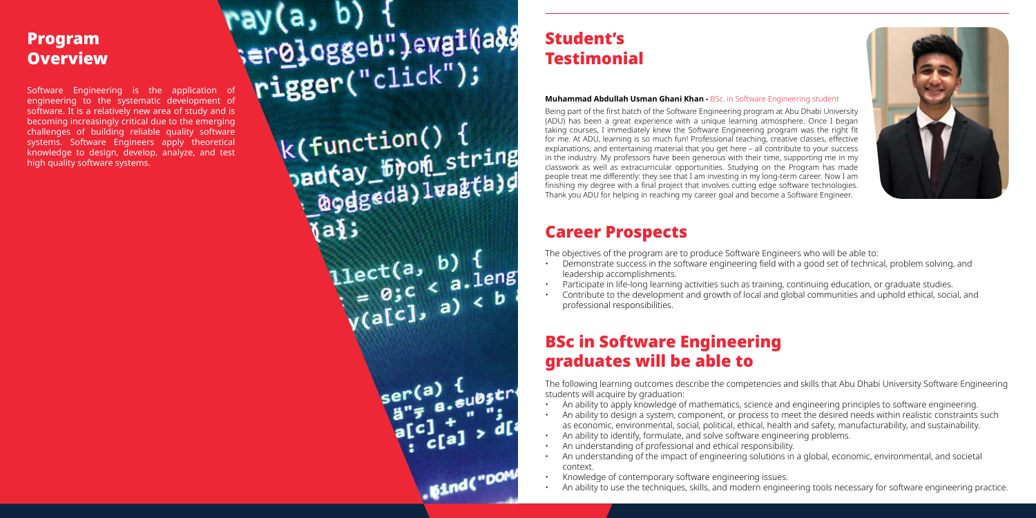## Program Overview

Software Engineering is the application of engineering to the systematic development of software. It is a relatively new area of study and is becoming increasingly critical due to the emerging challenges of building reliable quality software systems. Software Engineers apply theoretical knowledge to design, develop, analyze, and test high quality software systems.

## Student's Testimonial

**Muhammad Abdullah Usman Ghani Khan -** BSc. in Software Engineering student

Being part of the first batch of the Software Engineering program at Abu Dhabi University (ADU) has been a great experience with a unique learning atmosphere. Once I began taking courses, I immediately knew the Software Engineering program was the right fit for me. At ADU, learning is so much fun! Professional teaching, creative classes, effective explanations, and entertaining material that you get here – all contribute to your success in the industry. My professors have been generous with their time, supporting me in my classwork as well as extracurricular opportunities. Studying on the Program has made people treat me differently: they see that I am investing in my long-term career. Now I am finishing my degree with a final project that involves cutting edge software technologies. Thank you ADU for helping in reaching my career goal and become a Software Engineer.

## Career Prospects

The objectives of the program are to produce Software Engineers who will be able to:

- Demonstrate success in the software engineering field with a good set of technical, problem solving, and leadership accomplishments.
- Participate in life-long learning activities such as training, continuing education, or graduate studies.
- Contribute to the development and growth of local and global communities and uphold ethical, social, and professional responsibilities.

## BSc in Software Engineering graduates will be able to

The following learning outcomes describe the competencies and skills that Abu Dhabi University Software Engineering students will acquire by graduation:

- An ability to apply knowledge of mathematics, science and engineering principles to software engineering.
- An ability to design a system, component, or process to meet the desired needs within realistic constraints such as economic, environmental, social, political, ethical, health and safety, manufacturability, and sustainability.
- An ability to identify, formulate, and solve software engineering problems.
- An understanding of professional and ethical responsibility.
- An understanding of the impact of engineering solutions in a global, economic, environmental, and societal context.
- Knowledge of contemporary software engineering issues.
- An ability to use the techniques, skills, and modern engineering tools necessary for software engineering practice.